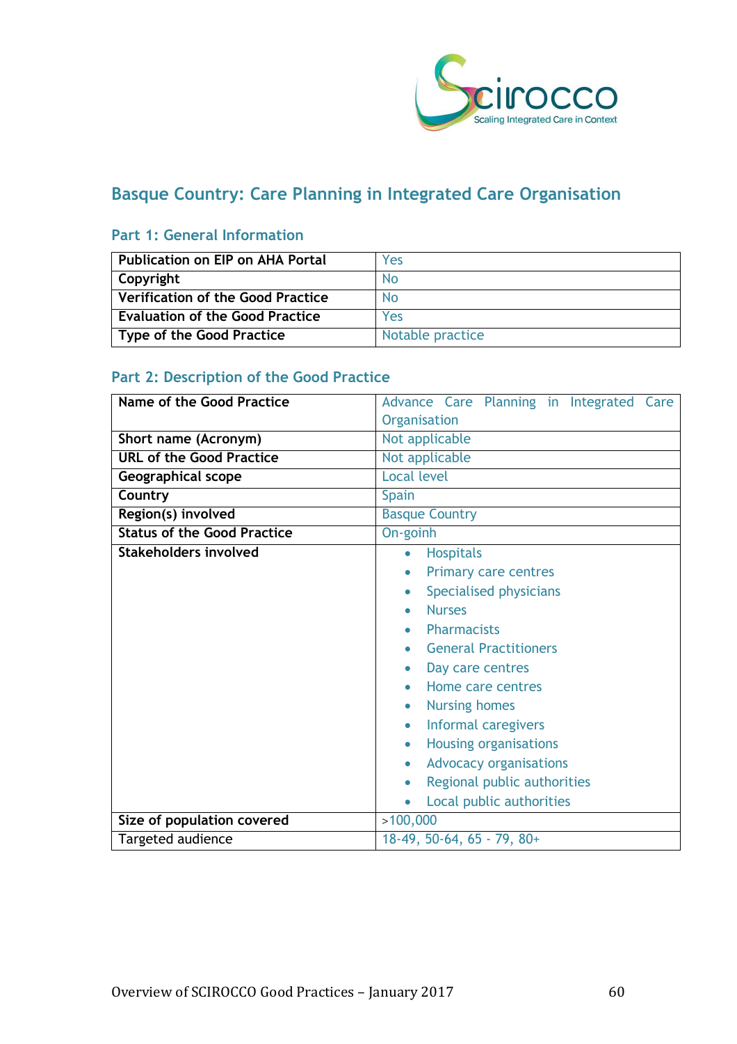# Basque Country: Care Planning in Integrated Care Organisation

## Part 1: General Information

| | |
|---|---|
| **Publication on EIP on AHA Portal** | Yes |
| **Copyright** | No |
| **Verification of the Good Practice** | No |
| **Evaluation of the Good Practice** | Yes |
| **Type of the Good Practice** | Notable practice |

## Part 2: Description of the Good Practice

| | |
|---|---|
| **Name of the Good Practice** | Advance Care Planning in Integrated Care Organisation |
| **Short name (Acronym)** | Not applicable |
| **URL of the Good Practice** | Not applicable |
| **Geographical scope** | Local level |
| **Country** | Spain |
| **Region(s) involved** | Basque Country |
| **Status of the Good Practice** | On-goinh |
| **Stakeholders involved** | • Hospitals<br>• Primary care centres<br>• Specialised physicians<br>• Nurses<br>• Pharmacists<br>• General Practitioners<br>• Day care centres<br>• Home care centres<br>• Nursing homes<br>• Informal caregivers<br>• Housing organisations<br>• Advocacy organisations<br>• Regional public authorities<br>• Local public authorities |
| **Size of population covered** | >100,000 |
| Targeted audience | 18-49, 50-64, 65 - 79, 80+ |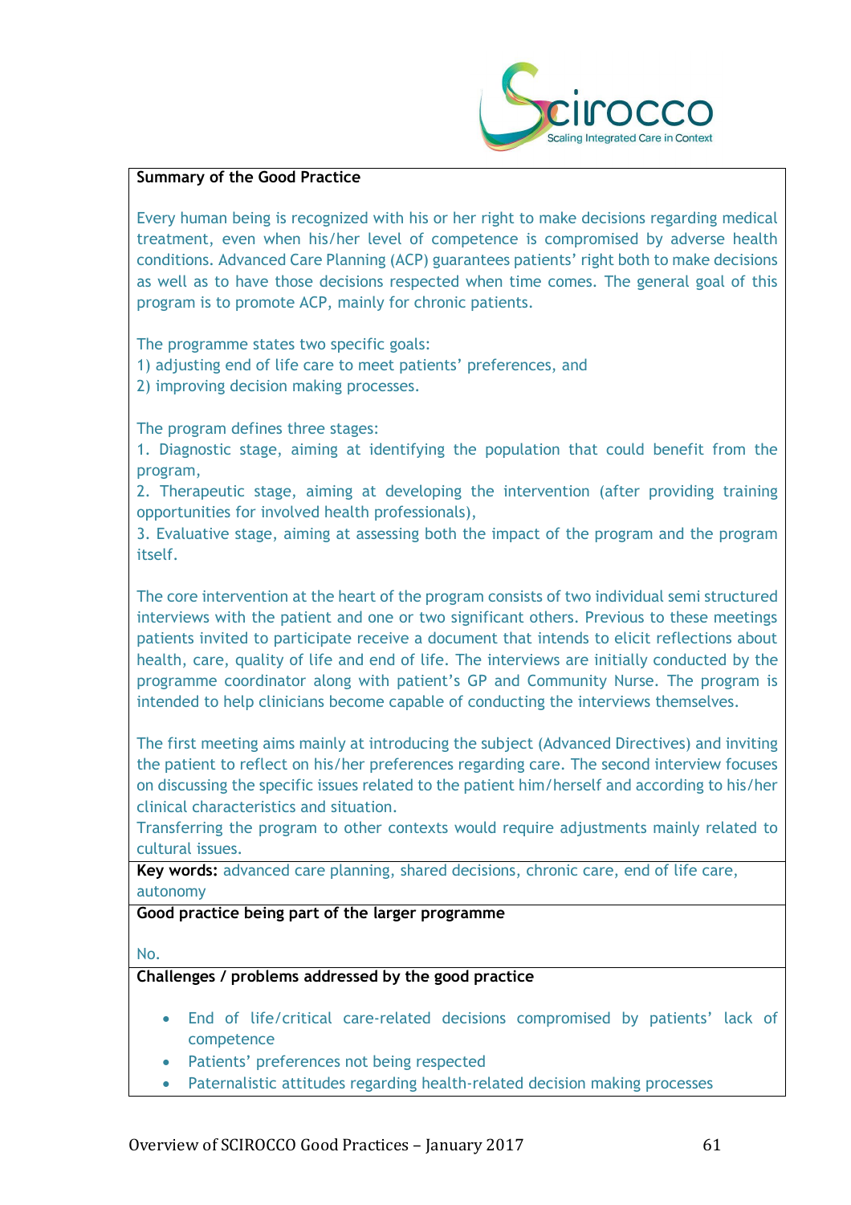**Summary of the Good Practice**

Every human being is recognized with his or her right to make decisions regarding medical treatment, even when his/her level of competence is compromised by adverse health conditions. Advanced Care Planning (ACP) guarantees patients' right both to make decisions as well as to have those decisions respected when time comes. The general goal of this program is to promote ACP, mainly for chronic patients.

The programme states two specific goals:
1) adjusting end of life care to meet patients' preferences, and
2) improving decision making processes.

The program defines three stages:
1. Diagnostic stage, aiming at identifying the population that could benefit from the program,
2. Therapeutic stage, aiming at developing the intervention (after providing training opportunities for involved health professionals),
3. Evaluative stage, aiming at assessing both the impact of the program and the program itself.

The core intervention at the heart of the program consists of two individual semi structured interviews with the patient and one or two significant others. Previous to these meetings patients invited to participate receive a document that intends to elicit reflections about health, care, quality of life and end of life. The interviews are initially conducted by the programme coordinator along with patient's GP and Community Nurse. The program is intended to help clinicians become capable of conducting the interviews themselves.

The first meeting aims mainly at introducing the subject (Advanced Directives) and inviting the patient to reflect on his/her preferences regarding care. The second interview focuses on discussing the specific issues related to the patient him/herself and according to his/her clinical characteristics and situation.
Transferring the program to other contexts would require adjustments mainly related to cultural issues.

**Key words:** advanced care planning, shared decisions, chronic care, end of life care, autonomy

**Good practice being part of the larger programme**

No.

**Challenges / problems addressed by the good practice**

- End of life/critical care-related decisions compromised by patients' lack of competence
- Patients' preferences not being respected
- Paternalistic attitudes regarding health-related decision making processes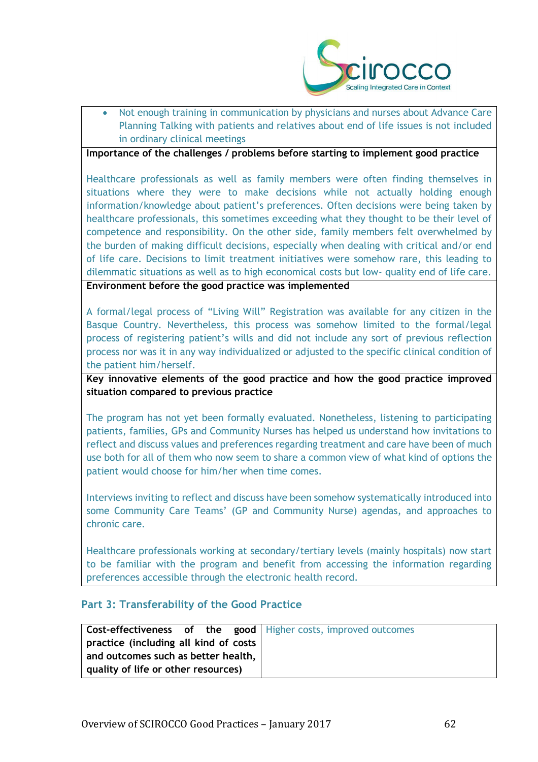- Not enough training in communication by physicians and nurses about Advance Care Planning Talking with patients and relatives about end of life issues is not included in ordinary clinical meetings

**Importance of the challenges / problems before starting to implement good practice**

Healthcare professionals as well as family members were often finding themselves in situations where they were to make decisions while not actually holding enough information/knowledge about patient's preferences. Often decisions were being taken by healthcare professionals, this sometimes exceeding what they thought to be their level of competence and responsibility. On the other side, family members felt overwhelmed by the burden of making difficult decisions, especially when dealing with critical and/or end of life care. Decisions to limit treatment initiatives were somehow rare, this leading to dilemmatic situations as well as to high economical costs but low- quality end of life care.

**Environment before the good practice was implemented**

A formal/legal process of "Living Will" Registration was available for any citizen in the Basque Country. Nevertheless, this process was somehow limited to the formal/legal process of registering patient's wills and did not include any sort of previous reflection process nor was it in any way individualized or adjusted to the specific clinical condition of the patient him/herself.

**Key innovative elements of the good practice and how the good practice improved situation compared to previous practice**

The program has not yet been formally evaluated. Nonetheless, listening to participating patients, families, GPs and Community Nurses has helped us understand how invitations to reflect and discuss values and preferences regarding treatment and care have been of much use both for all of them who now seem to share a common view of what kind of options the patient would choose for him/her when time comes.

Interviews inviting to reflect and discuss have been somehow systematically introduced into some Community Care Teams' (GP and Community Nurse) agendas, and approaches to chronic care.

Healthcare professionals working at secondary/tertiary levels (mainly hospitals) now start to be familiar with the program and benefit from accessing the information regarding preferences accessible through the electronic health record.

## Part 3: Transferability of the Good Practice

| **Cost-effectiveness of the good practice (including all kind of costs and outcomes such as better health, quality of life or other resources)** | Higher costs, improved outcomes |
|---|---|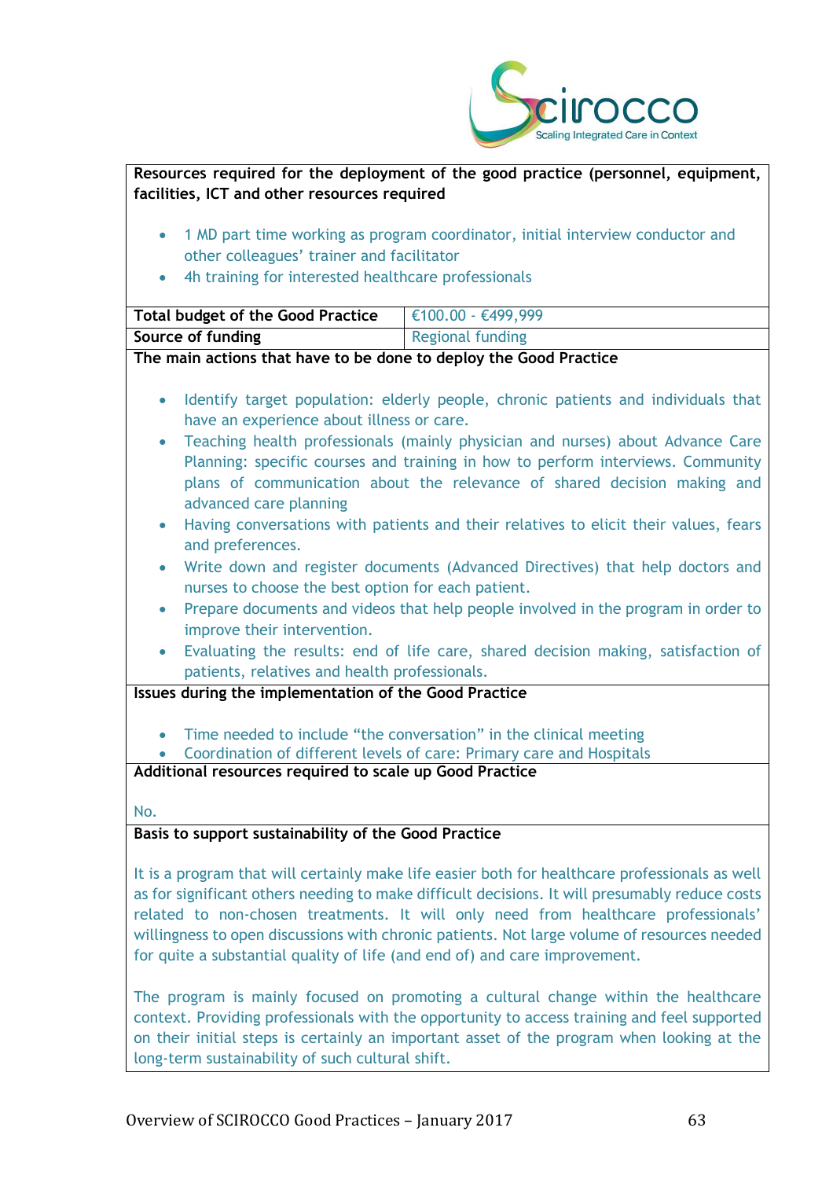**Resources required for the deployment of the good practice (personnel, equipment, facilities, ICT and other resources required**

- 1 MD part time working as program coordinator, initial interview conductor and other colleagues' trainer and facilitator
- 4h training for interested healthcare professionals

| **Total budget of the Good Practice** | €100.00 - €499,999 |
|---|---|
| **Source of funding** | Regional funding |

**The main actions that have to be done to deploy the Good Practice**

- Identify target population: elderly people, chronic patients and individuals that have an experience about illness or care.
- Teaching health professionals (mainly physician and nurses) about Advance Care Planning: specific courses and training in how to perform interviews. Community plans of communication about the relevance of shared decision making and advanced care planning
- Having conversations with patients and their relatives to elicit their values, fears and preferences.
- Write down and register documents (Advanced Directives) that help doctors and nurses to choose the best option for each patient.
- Prepare documents and videos that help people involved in the program in order to improve their intervention.
- Evaluating the results: end of life care, shared decision making, satisfaction of patients, relatives and health professionals.

**Issues during the implementation of the Good Practice**

- Time needed to include "the conversation" in the clinical meeting
- Coordination of different levels of care: Primary care and Hospitals

**Additional resources required to scale up Good Practice**

No.

**Basis to support sustainability of the Good Practice**

It is a program that will certainly make life easier both for healthcare professionals as well as for significant others needing to make difficult decisions. It will presumably reduce costs related to non-chosen treatments. It will only need from healthcare professionals' willingness to open discussions with chronic patients. Not large volume of resources needed for quite a substantial quality of life (and end of) and care improvement.

The program is mainly focused on promoting a cultural change within the healthcare context. Providing professionals with the opportunity to access training and feel supported on their initial steps is certainly an important asset of the program when looking at the long-term sustainability of such cultural shift.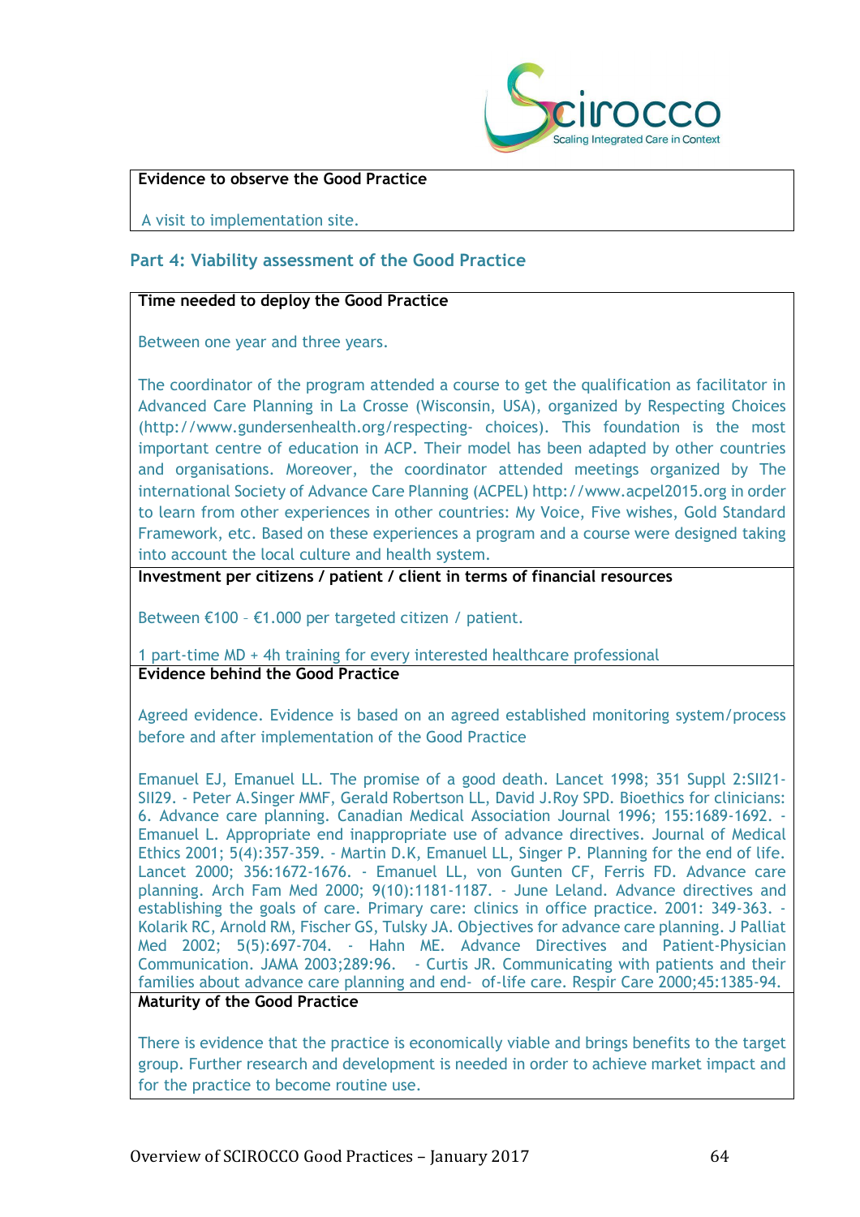**Evidence to observe the Good Practice**

A visit to implementation site.

## Part 4: Viability assessment of the Good Practice

**Time needed to deploy the Good Practice**

Between one year and three years.

The coordinator of the program attended a course to get the qualification as facilitator in Advanced Care Planning in La Crosse (Wisconsin, USA), organized by Respecting Choices (http://www.gundersenhealth.org/respecting- choices). This foundation is the most important centre of education in ACP. Their model has been adapted by other countries and organisations. Moreover, the coordinator attended meetings organized by The international Society of Advance Care Planning (ACPEL) http://www.acpel2015.org in order to learn from other experiences in other countries: My Voice, Five wishes, Gold Standard Framework, etc. Based on these experiences a program and a course were designed taking into account the local culture and health system.

**Investment per citizens / patient / client in terms of financial resources**

Between €100 – €1.000 per targeted citizen / patient.

1 part-time MD + 4h training for every interested healthcare professional

**Evidence behind the Good Practice**

Agreed evidence. Evidence is based on an agreed established monitoring system/process before and after implementation of the Good Practice

Emanuel EJ, Emanuel LL. The promise of a good death. Lancet 1998; 351 Suppl 2:SII21-SII29. - Peter A.Singer MMF, Gerald Robertson LL, David J.Roy SPD. Bioethics for clinicians: 6. Advance care planning. Canadian Medical Association Journal 1996; 155:1689-1692. - Emanuel L. Appropriate end inappropriate use of advance directives. Journal of Medical Ethics 2001; 5(4):357-359. - Martin D.K, Emanuel LL, Singer P. Planning for the end of life. Lancet 2000; 356:1672-1676. - Emanuel LL, von Gunten CF, Ferris FD. Advance care planning. Arch Fam Med 2000; 9(10):1181-1187. - June Leland. Advance directives and establishing the goals of care. Primary care: clinics in office practice. 2001: 349-363. - Kolarik RC, Arnold RM, Fischer GS, Tulsky JA. Objectives for advance care planning. J Palliat Med 2002; 5(5):697-704. - Hahn ME. Advance Directives and Patient-Physician Communication. JAMA 2003;289:96. - Curtis JR. Communicating with patients and their families about advance care planning and end- of-life care. Respir Care 2000;45:1385-94.

**Maturity of the Good Practice**

There is evidence that the practice is economically viable and brings benefits to the target group. Further research and development is needed in order to achieve market impact and for the practice to become routine use.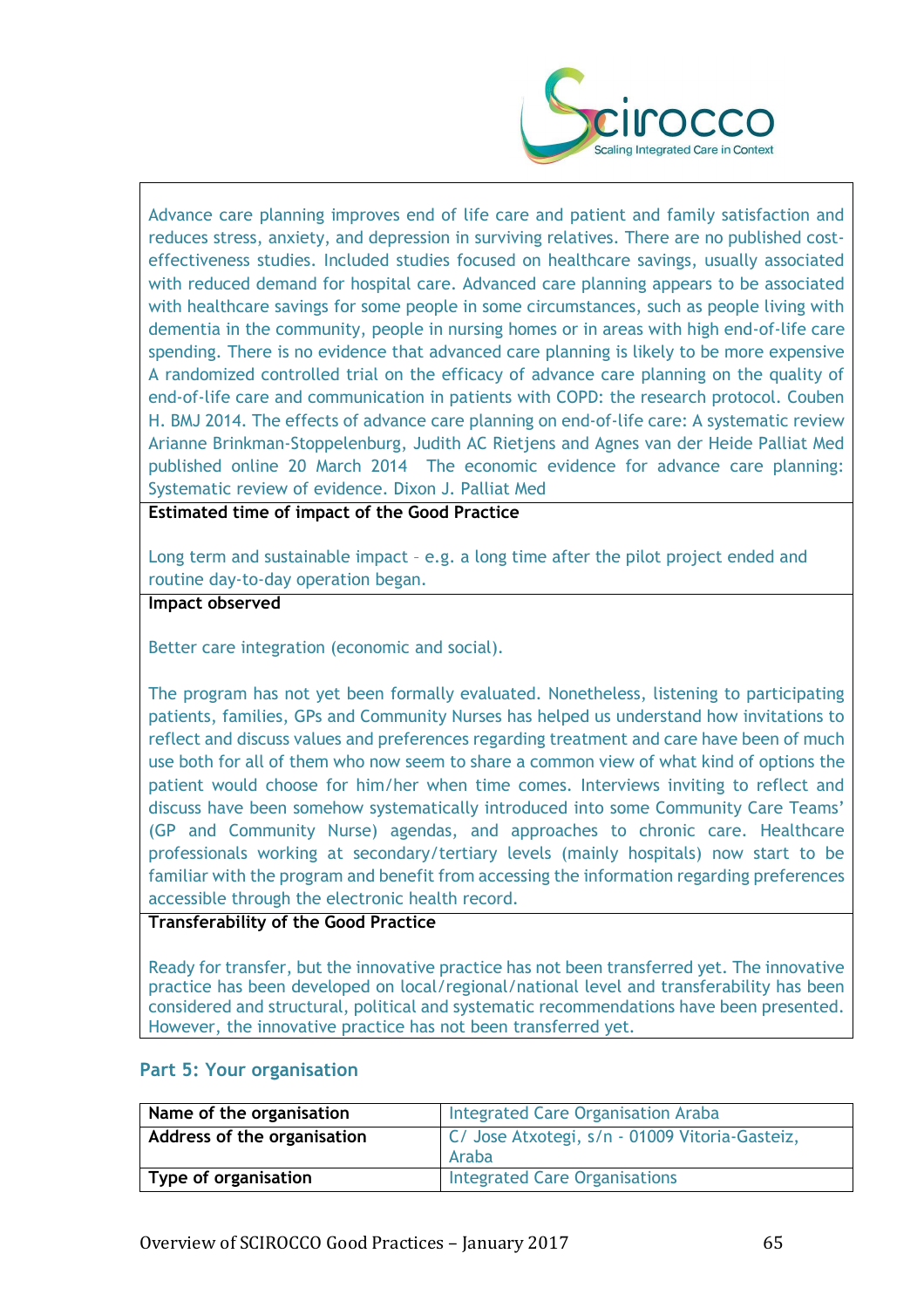Advance care planning improves end of life care and patient and family satisfaction and reduces stress, anxiety, and depression in surviving relatives. There are no published cost-effectiveness studies. Included studies focused on healthcare savings, usually associated with reduced demand for hospital care. Advanced care planning appears to be associated with healthcare savings for some people in some circumstances, such as people living with dementia in the community, people in nursing homes or in areas with high end-of-life care spending. There is no evidence that advanced care planning is likely to be more expensive A randomized controlled trial on the efficacy of advance care planning on the quality of end-of-life care and communication in patients with COPD: the research protocol. Couben H. BMJ 2014. The effects of advance care planning on end-of-life care: A systematic review Arianne Brinkman-Stoppelenburg, Judith AC Rietjens and Agnes van der Heide Palliat Med published online 20 March 2014 The economic evidence for advance care planning: Systematic review of evidence. Dixon J. Palliat Med

**Estimated time of impact of the Good Practice**

Long term and sustainable impact – e.g. a long time after the pilot project ended and routine day-to-day operation began.

**Impact observed**

Better care integration (economic and social).

The program has not yet been formally evaluated. Nonetheless, listening to participating patients, families, GPs and Community Nurses has helped us understand how invitations to reflect and discuss values and preferences regarding treatment and care have been of much use both for all of them who now seem to share a common view of what kind of options the patient would choose for him/her when time comes. Interviews inviting to reflect and discuss have been somehow systematically introduced into some Community Care Teams' (GP and Community Nurse) agendas, and approaches to chronic care. Healthcare professionals working at secondary/tertiary levels (mainly hospitals) now start to be familiar with the program and benefit from accessing the information regarding preferences accessible through the electronic health record.

**Transferability of the Good Practice**

Ready for transfer, but the innovative practice has not been transferred yet. The innovative practice has been developed on local/regional/national level and transferability has been considered and structural, political and systematic recommendations have been presented. However, the innovative practice has not been transferred yet.

## Part 5: Your organisation

| **Name of the organisation** | Integrated Care Organisation Araba |
|---|---|
| **Address of the organisation** | C/ Jose Atxotegi, s/n - 01009 Vitoria-Gasteiz, Araba |
| **Type of organisation** | Integrated Care Organisations |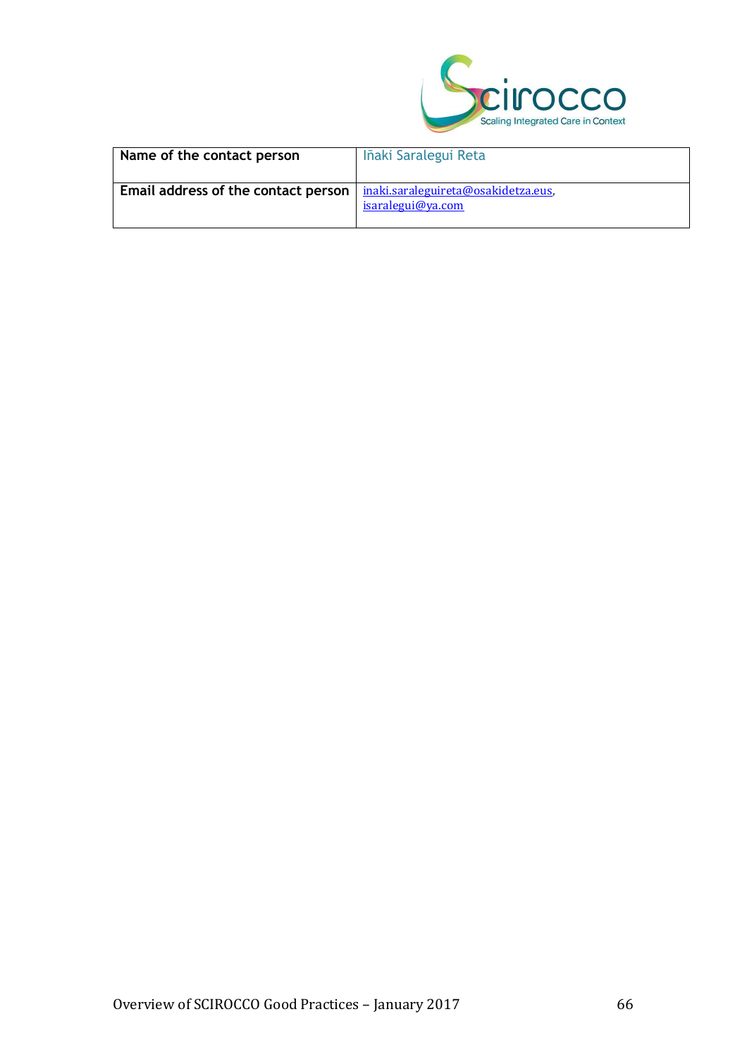| | |
|---|---|
| **Name of the contact person** | Iñaki Saralegui Reta |
| **Email address of the contact person** | inaki.saraleguireta@osakidetza.eus, isaralegui@ya.com |